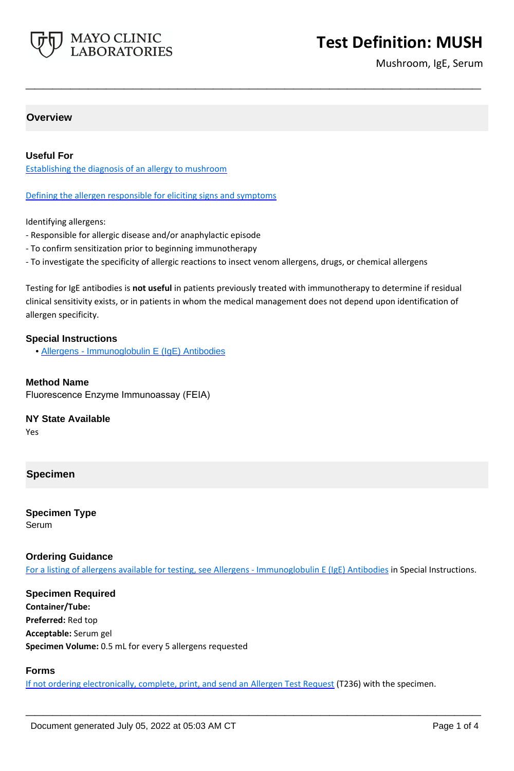# Test Definition: MUSH

Mushroom, IgE, Serum

## Overview

### Useful For

Establishing the diagnosis of an allergy to mushroom

Defining the allergen responsible for eliciting signs and symptoms

Identifying allergens:

- Responsible for allergic disease and/or anaphylactic episode
- To confirm sensitization prior to beginning immunotherapy
- To investigate the specificity of allergic reactions to insect venom allergens, drugs, or chemical allergens

Testing for IgE antibodies is **not useful** in patients previously treated with immunotherapy to determine if residual clinical sensitivity exists, or in patients in whom the medical management does not depend upon identification of allergen specificity.

### Special Instructions

- Allergens - Immunoglobulin E (IgE) Antibodies

### Method Name

Fluorescence Enzyme Immunoassay (FEIA)

### NY State Available

Yes

## Specimen

### Specimen Type

Serum

### Ordering Guidance

For a listing of allergens available for testing, see Allergens - Immunoglobulin E (IgE) Antibodies in Special Instructions.

### Specimen Required

**Container/Tube:**

**Preferred:** Red top

**Acceptable:** Serum gel

**Specimen Volume:** 0.5 mL for every 5 allergens requested

### Forms

If not ordering electronically, complete, print, and send an Allergen Test Request (T236) with the specimen.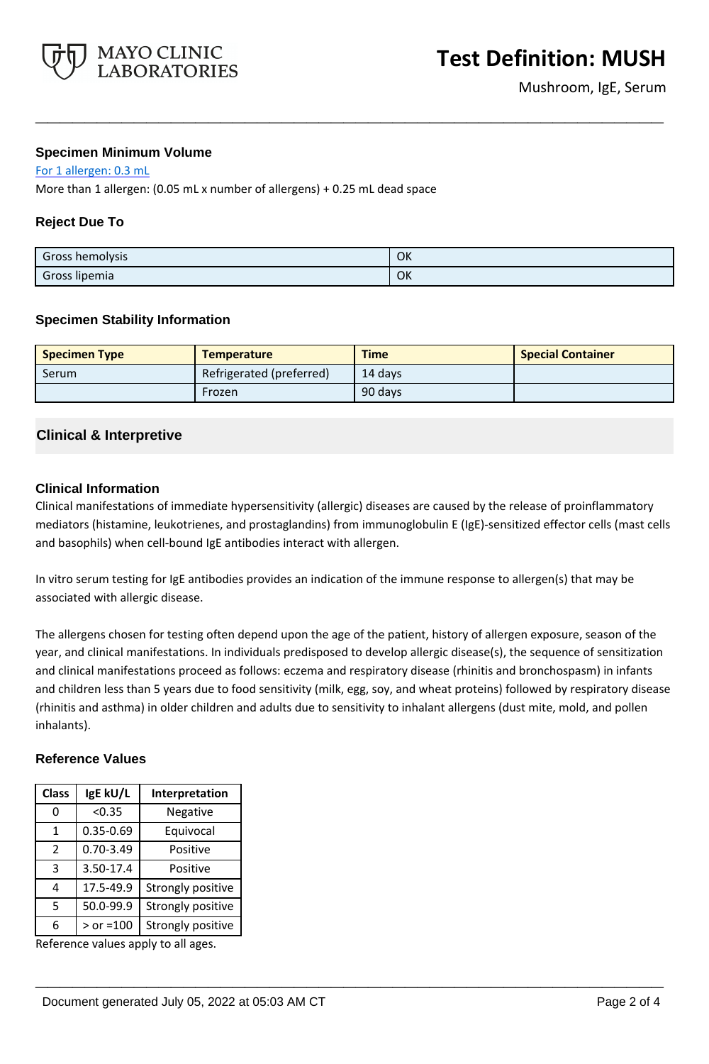### Specimen Minimum Volume

For 1 allergen: 0.3 mL

More than 1 allergen: (0.05 mL x number of allergens) + 0.25 mL dead space

### Reject Due To

| | |
|---|---|
| Gross hemolysis | OK |
| Gross lipemia | OK |

### Specimen Stability Information

| Specimen Type | Temperature | Time | Special Container |
|---|---|---|---|
| Serum | Refrigerated (preferred) | 14 days | |
| | Frozen | 90 days | |

## Clinical & Interpretive

### Clinical Information

Clinical manifestations of immediate hypersensitivity (allergic) diseases are caused by the release of proinflammatory mediators (histamine, leukotrienes, and prostaglandins) from immunoglobulin E (IgE)-sensitized effector cells (mast cells and basophils) when cell-bound IgE antibodies interact with allergen.

In vitro serum testing for IgE antibodies provides an indication of the immune response to allergen(s) that may be associated with allergic disease.

The allergens chosen for testing often depend upon the age of the patient, history of allergen exposure, season of the year, and clinical manifestations. In individuals predisposed to develop allergic disease(s), the sequence of sensitization and clinical manifestations proceed as follows: eczema and respiratory disease (rhinitis and bronchospasm) in infants and children less than 5 years due to food sensitivity (milk, egg, soy, and wheat proteins) followed by respiratory disease (rhinitis and asthma) in older children and adults due to sensitivity to inhalant allergens (dust mite, mold, and pollen inhalants).

### Reference Values

| Class | IgE kU/L | Interpretation |
|---|---|---|
| 0 | <0.35 | Negative |
| 1 | 0.35-0.69 | Equivocal |
| 2 | 0.70-3.49 | Positive |
| 3 | 3.50-17.4 | Positive |
| 4 | 17.5-49.9 | Strongly positive |
| 5 | 50.0-99.9 | Strongly positive |
| 6 | > or =100 | Strongly positive |

Reference values apply to all ages.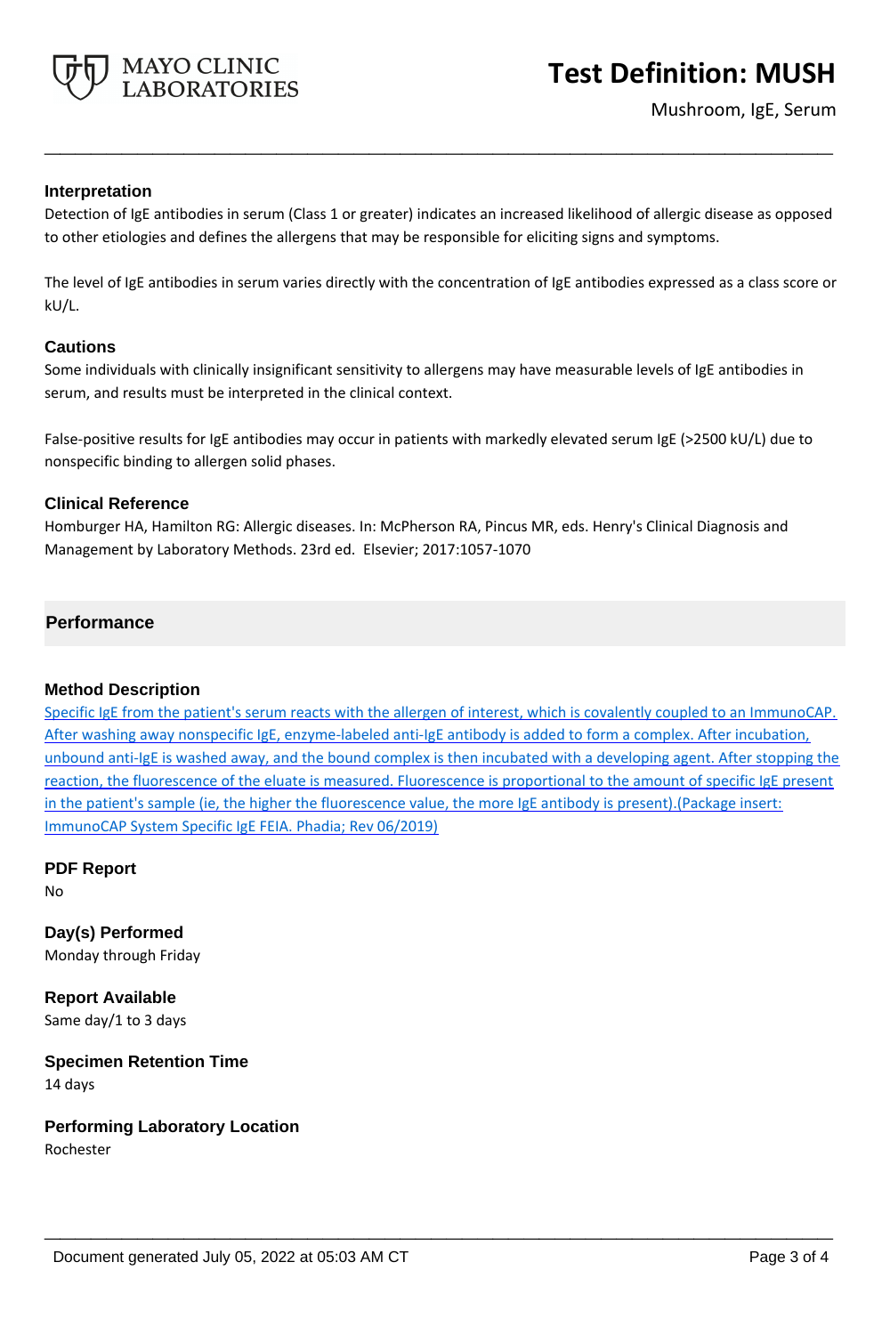## Interpretation

Detection of IgE antibodies in serum (Class 1 or greater) indicates an increased likelihood of allergic disease as opposed to other etiologies and defines the allergens that may be responsible for eliciting signs and symptoms.

The level of IgE antibodies in serum varies directly with the concentration of IgE antibodies expressed as a class score or kU/L.

## Cautions

Some individuals with clinically insignificant sensitivity to allergens may have measurable levels of IgE antibodies in serum, and results must be interpreted in the clinical context.

False-positive results for IgE antibodies may occur in patients with markedly elevated serum IgE (>2500 kU/L) due to nonspecific binding to allergen solid phases.

## Clinical Reference

Homburger HA, Hamilton RG: Allergic diseases. In: McPherson RA, Pincus MR, eds. Henry's Clinical Diagnosis and Management by Laboratory Methods. 23rd ed. Elsevier; 2017:1057-1070

# Performance

## Method Description

Specific IgE from the patient's serum reacts with the allergen of interest, which is covalently coupled to an ImmunoCAP. After washing away nonspecific IgE, enzyme-labeled anti-IgE antibody is added to form a complex. After incubation, unbound anti-IgE is washed away, and the bound complex is then incubated with a developing agent. After stopping the reaction, the fluorescence of the eluate is measured. Fluorescence is proportional to the amount of specific IgE present in the patient's sample (ie, the higher the fluorescence value, the more IgE antibody is present).(Package insert: ImmunoCAP System Specific IgE FEIA. Phadia; Rev 06/2019)

## PDF Report

No

## Day(s) Performed

Monday through Friday

## Report Available

Same day/1 to 3 days

## Specimen Retention Time

14 days

## Performing Laboratory Location

Rochester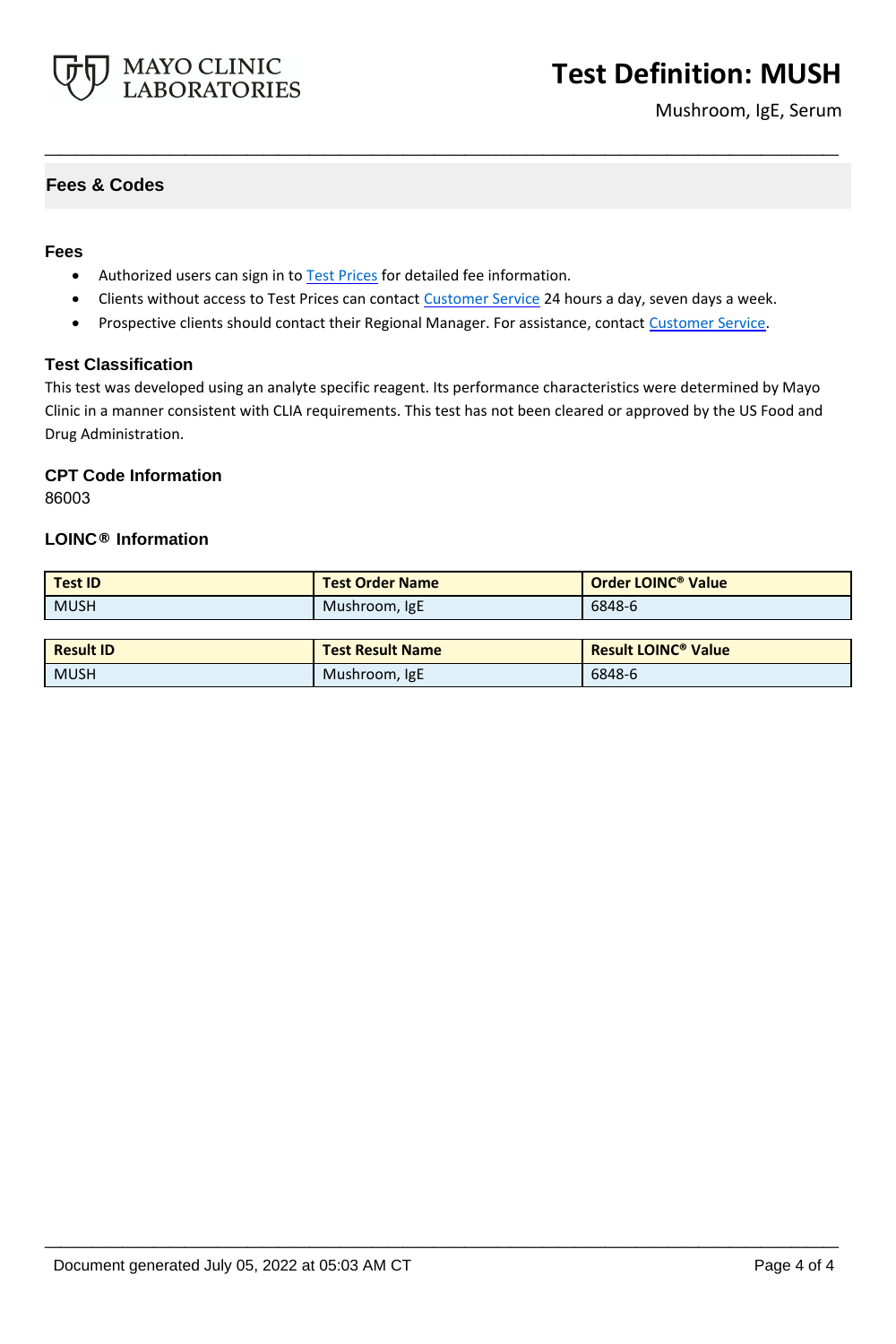## Fees & Codes

### Fees

- Authorized users can sign in to Test Prices for detailed fee information.
- Clients without access to Test Prices can contact Customer Service 24 hours a day, seven days a week.
- Prospective clients should contact their Regional Manager. For assistance, contact Customer Service.

### Test Classification

This test was developed using an analyte specific reagent. Its performance characteristics were determined by Mayo Clinic in a manner consistent with CLIA requirements. This test has not been cleared or approved by the US Food and Drug Administration.

### CPT Code Information

86003

### LOINC® Information

| Test ID | Test Order Name | Order LOINC® Value |
| --- | --- | --- |
| MUSH | Mushroom, IgE | 6848-6 |

| Result ID | Test Result Name | Result LOINC® Value |
| --- | --- | --- |
| MUSH | Mushroom, IgE | 6848-6 |